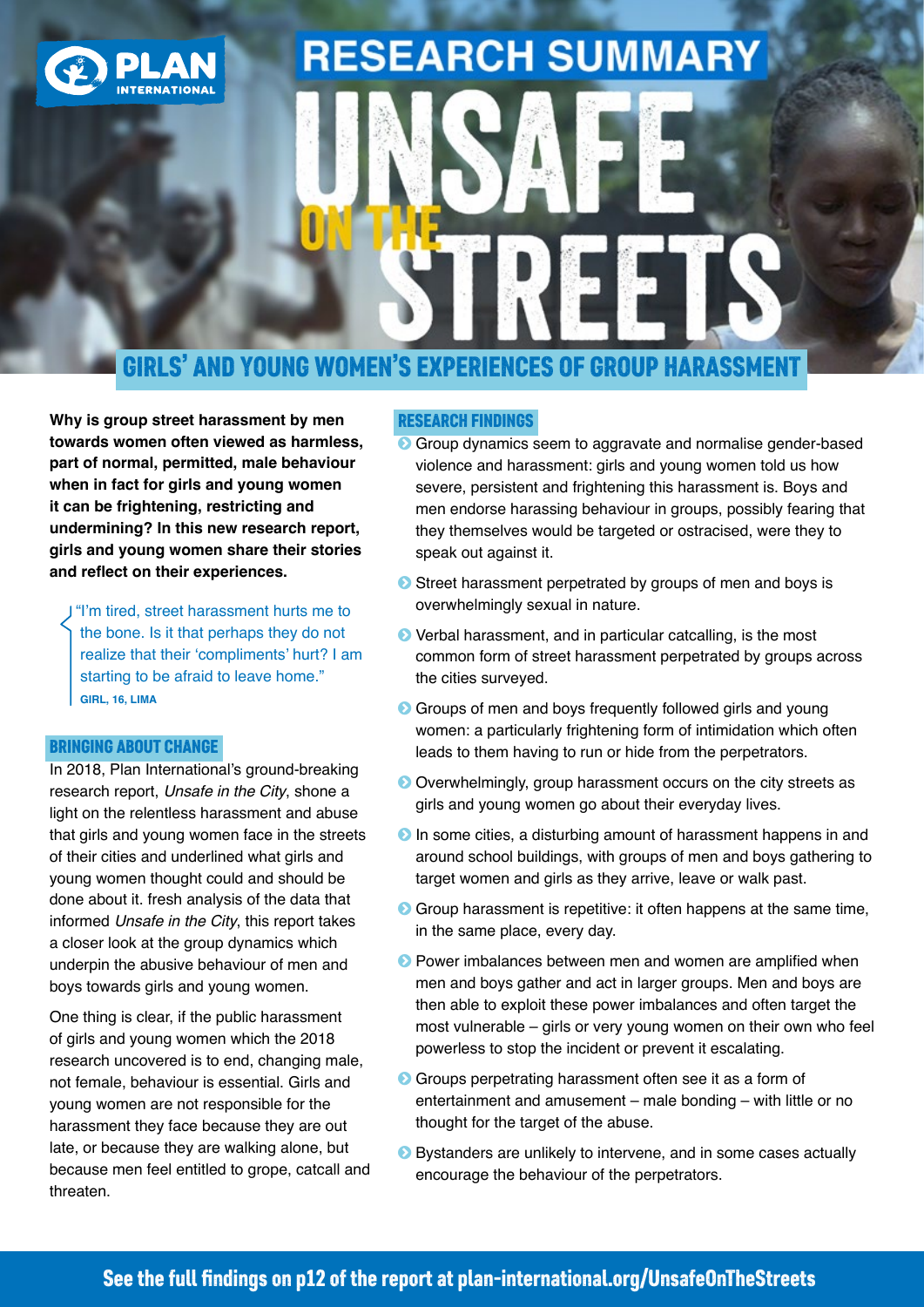PLAN INTERNATIONAL

# RESEARCH SUMMARY

# UNSAFE ON THE STREETS

## GIRLS' AND YOUNG WOMEN'S EXPERIENCES OF GROUP HARASSMENT

**Why is group street harassment by men towards women often viewed as harmless, part of normal, permitted, male behaviour when in fact for girls and young women it can be frightening, restricting and undermining? In this new research report, girls and young women share their stories and reflect on their experiences.**

> "I'm tired, street harassment hurts me to the bone. Is it that perhaps they do not realize that their 'compliments' hurt? I am starting to be afraid to leave home."
>
> **GIRL, 16, LIMA**

### BRINGING ABOUT CHANGE

In 2018, Plan International's ground-breaking research report, *Unsafe in the City*, shone a light on the relentless harassment and abuse that girls and young women face in the streets of their cities and underlined what girls and young women thought could and should be done about it. fresh analysis of the data that informed *Unsafe in the City*, this report takes a closer look at the group dynamics which underpin the abusive behaviour of men and boys towards girls and young women.

One thing is clear, if the public harassment of girls and young women which the 2018 research uncovered is to end, changing male, not female, behaviour is essential. Girls and young women are not responsible for the harassment they face because they are out late, or because they are walking alone, but because men feel entitled to grope, catcall and threaten.

### RESEARCH FINDINGS

- Group dynamics seem to aggravate and normalise gender-based violence and harassment: girls and young women told us how severe, persistent and frightening this harassment is. Boys and men endorse harassing behaviour in groups, possibly fearing that they themselves would be targeted or ostracised, were they to speak out against it.
- Street harassment perpetrated by groups of men and boys is overwhelmingly sexual in nature.
- Verbal harassment, and in particular catcalling, is the most common form of street harassment perpetrated by groups across the cities surveyed.
- Groups of men and boys frequently followed girls and young women: a particularly frightening form of intimidation which often leads to them having to run or hide from the perpetrators.
- Overwhelmingly, group harassment occurs on the city streets as girls and young women go about their everyday lives.
- In some cities, a disturbing amount of harassment happens in and around school buildings, with groups of men and boys gathering to target women and girls as they arrive, leave or walk past.
- Group harassment is repetitive: it often happens at the same time, in the same place, every day.
- Power imbalances between men and women are amplified when men and boys gather and act in larger groups. Men and boys are then able to exploit these power imbalances and often target the most vulnerable – girls or very young women on their own who feel powerless to stop the incident or prevent it escalating.
- Groups perpetrating harassment often see it as a form of entertainment and amusement – male bonding – with little or no thought for the target of the abuse.
- Bystanders are unlikely to intervene, and in some cases actually encourage the behaviour of the perpetrators.

**See the full findings on p12 of the report at plan-international.org/UnsafeOnTheStreets**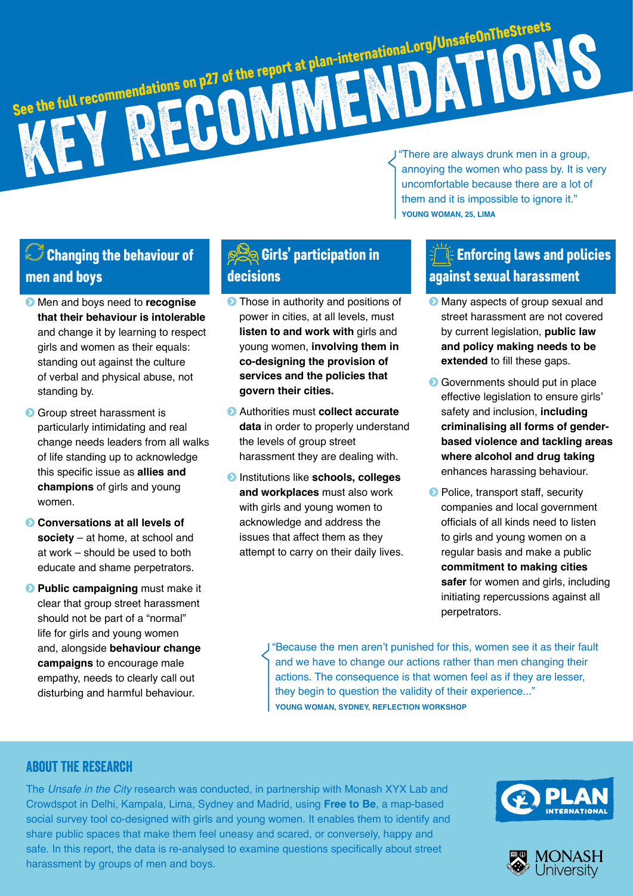See the full recommendations on p27 of the report at plan-international.org/UnsafeOnTheStreets

# KEY RECOMMENDATIONS

"There are always drunk men in a group, annoying the women who pass by. It is very uncomfortable because there are a lot of them and it is impossible to ignore it."
**YOUNG WOMAN, 25, LIMA**

## Changing the behaviour of men and boys

- Men and boys need to **recognise that their behaviour is intolerable** and change it by learning to respect girls and women as their equals: standing out against the culture of verbal and physical abuse, not standing by.
- Group street harassment is particularly intimidating and real change needs leaders from all walks of life standing up to acknowledge this specific issue as **allies and champions** of girls and young women.
- **Conversations at all levels of society** – at home, at school and at work – should be used to both educate and shame perpetrators.
- **Public campaigning** must make it clear that group street harassment should not be part of a "normal" life for girls and young women and, alongside **behaviour change campaigns** to encourage male empathy, needs to clearly call out disturbing and harmful behaviour.

## Girls' participation in decisions

- Those in authority and positions of power in cities, at all levels, must **listen to and work with** girls and young women, **involving them in co-designing the provision of services and the policies that govern their cities.**
- Authorities must **collect accurate data** in order to properly understand the levels of group street harassment they are dealing with.
- Institutions like **schools, colleges and workplaces** must also work with girls and young women to acknowledge and address the issues that affect them as they attempt to carry on their daily lives.

## Enforcing laws and policies against sexual harassment

- Many aspects of group sexual and street harassment are not covered by current legislation, **public law and policy making needs to be extended** to fill these gaps.
- Governments should put in place effective legislation to ensure girls' safety and inclusion, **including criminalising all forms of gender-based violence and tackling areas where alcohol and drug taking** enhances harassing behaviour.
- Police, transport staff, security companies and local government officials of all kinds need to listen to girls and young women on a regular basis and make a public **commitment to making cities safer** for women and girls, including initiating repercussions against all perpetrators.

"Because the men aren't punished for this, women see it as their fault and we have to change our actions rather than men changing their actions. The consequence is that women feel as if they are lesser, they begin to question the validity of their experience..."
**YOUNG WOMAN, SYDNEY, REFLECTION WORKSHOP**

## ABOUT THE RESEARCH

The *Unsafe in the City* research was conducted, in partnership with Monash XYX Lab and Crowdspot in Delhi, Kampala, Lima, Sydney and Madrid, using **Free to Be**, a map-based social survey tool co-designed with girls and young women. It enables them to identify and share public spaces that make them feel uneasy and scared, or conversely, happy and safe. In this report, the data is re-analysed to examine questions specifically about street harassment by groups of men and boys.

PLAN INTERNATIONAL

MONASH University